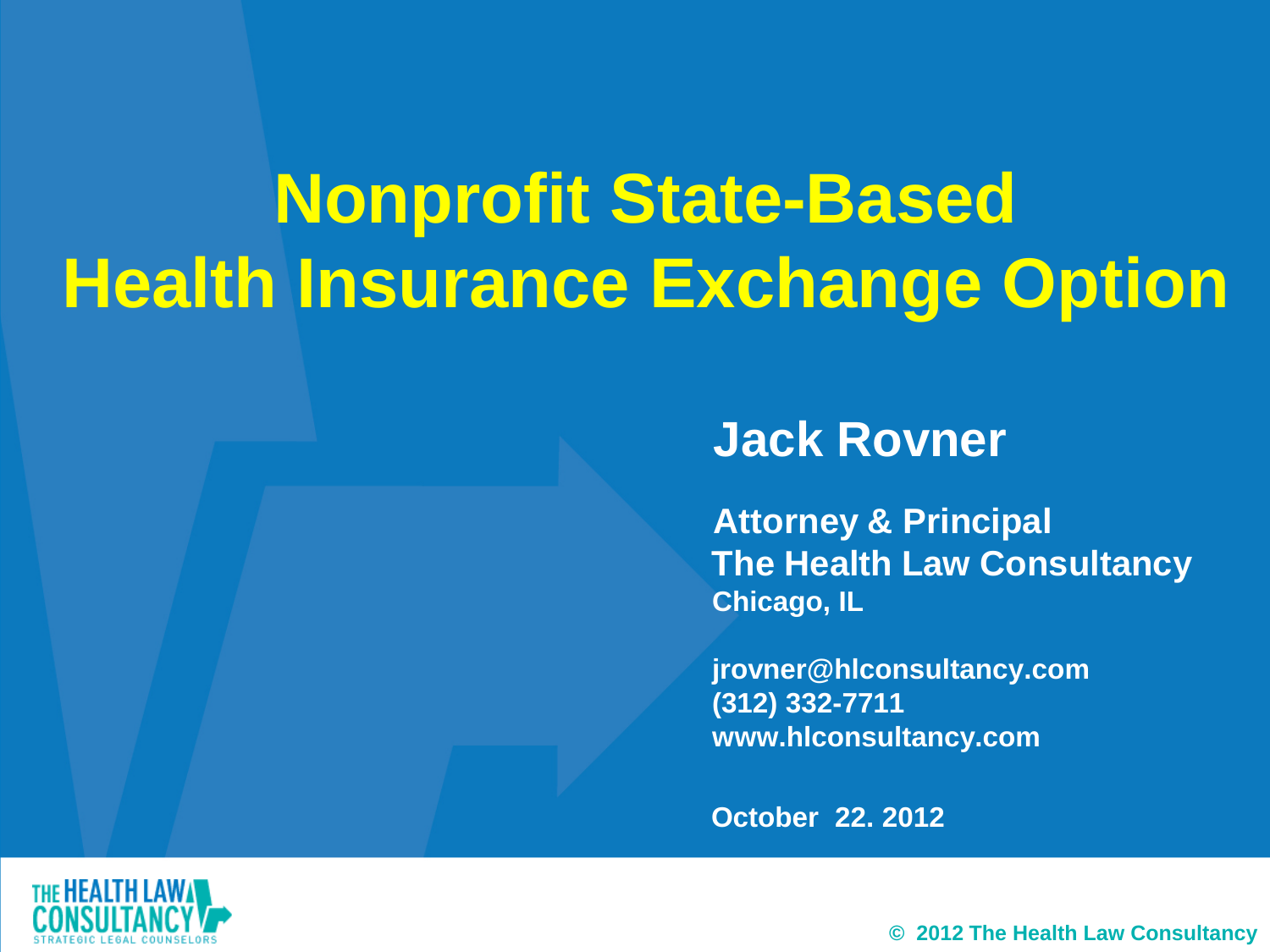# Nonprofit State-Based Health Insurance Exchange Option

**Jack Rovner**

**Attorney & Principal**
**The Health Law Consultancy**
**Chicago, IL**

**jrovner@hlconsultancy.com**
**(312) 332-7711**
**www.hlconsultancy.com**

**October 22. 2012**

THE HEALTH LAW CONSULTANCY
STRATEGIC LEGAL COUNSELORS

© 2012 The Health Law Consultancy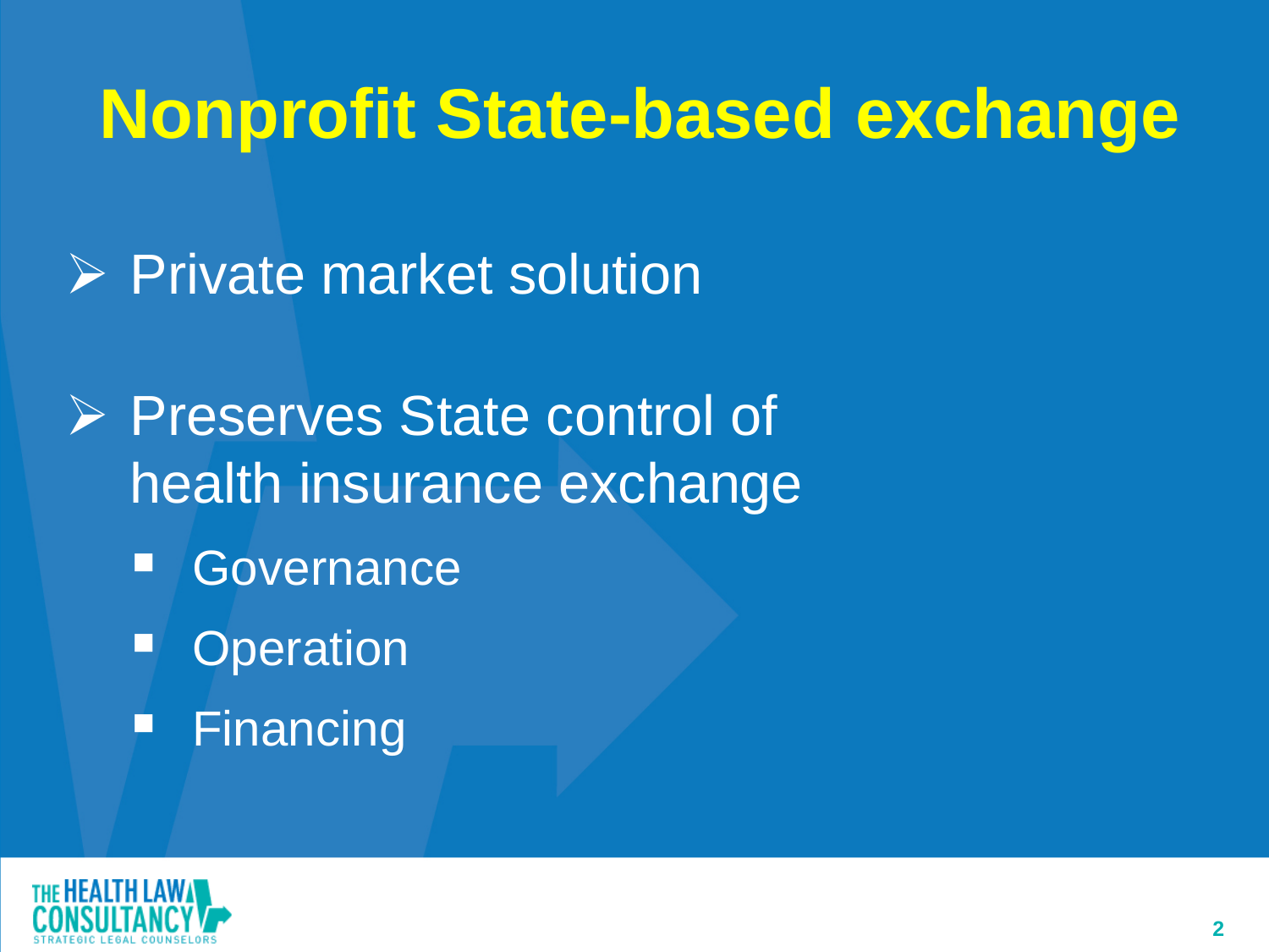# Nonprofit State-based exchange

- Private market solution
- Preserves State control of health insurance exchange
  - Governance
  - Operation
  - Financing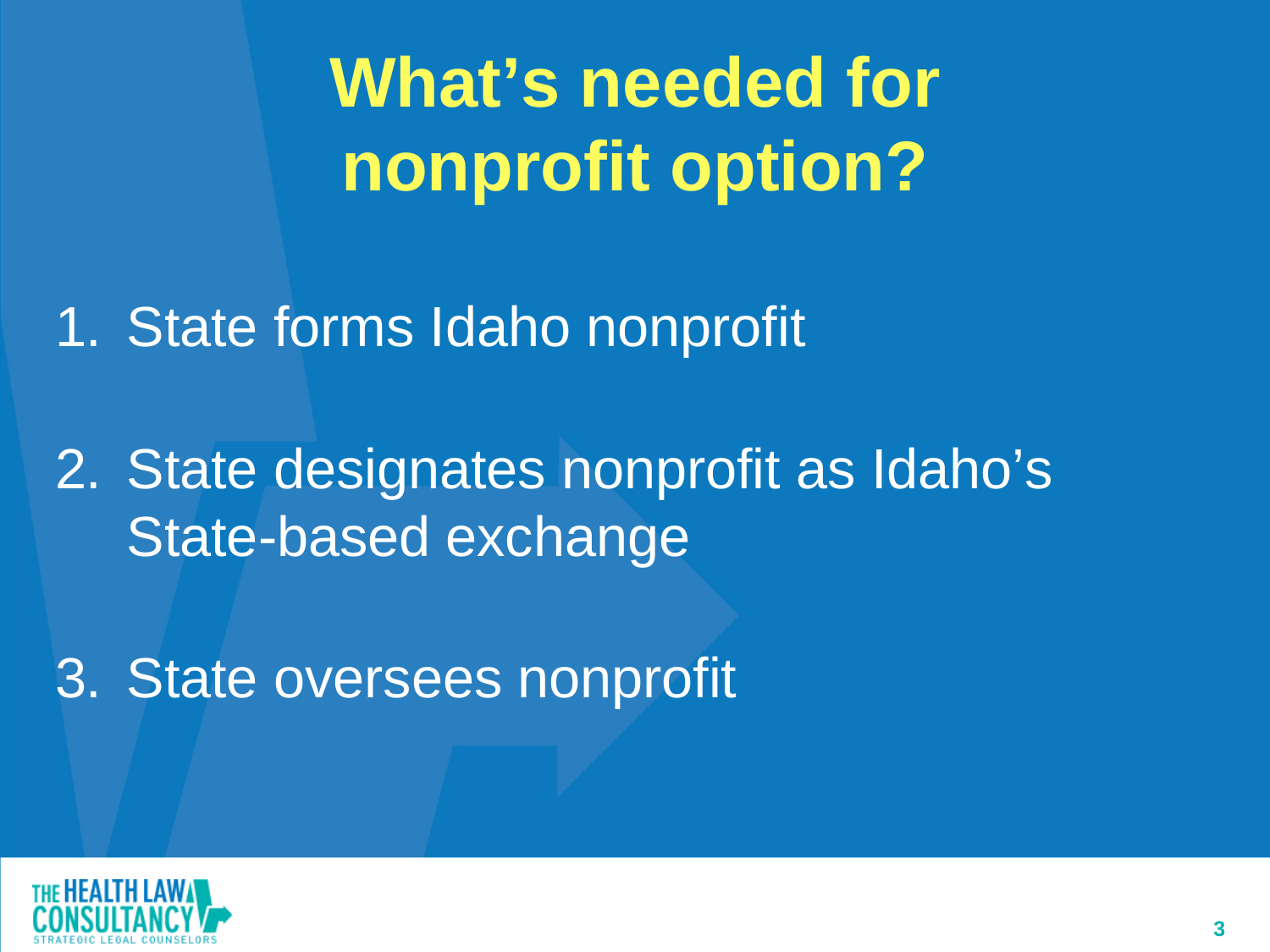# What's needed for nonprofit option?

1. State forms Idaho nonprofit
2. State designates nonprofit as Idaho's State-based exchange
3. State oversees nonprofit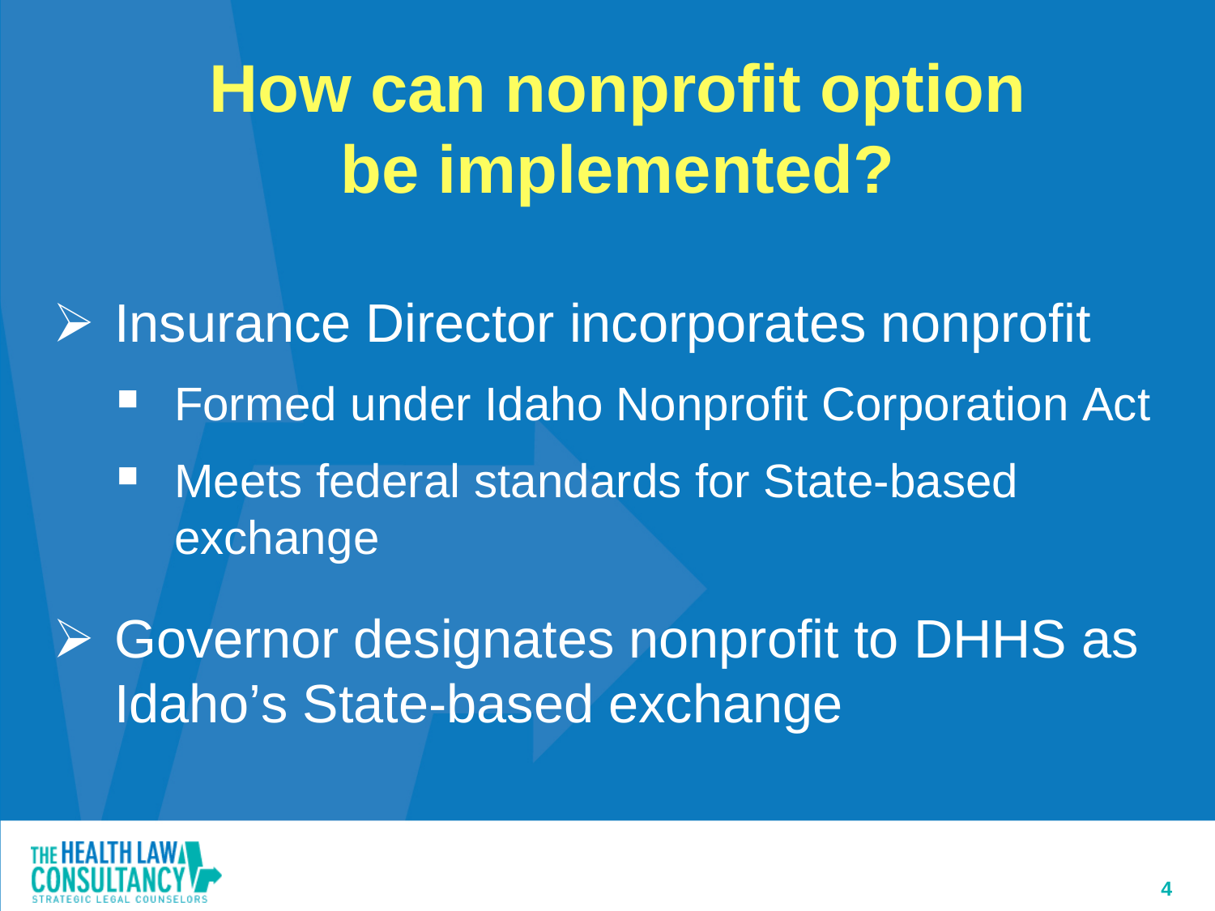# How can nonprofit option be implemented?

- Insurance Director incorporates nonprofit
  - Formed under Idaho Nonprofit Corporation Act
  - Meets federal standards for State-based exchange
- Governor designates nonprofit to DHHS as Idaho's State-based exchange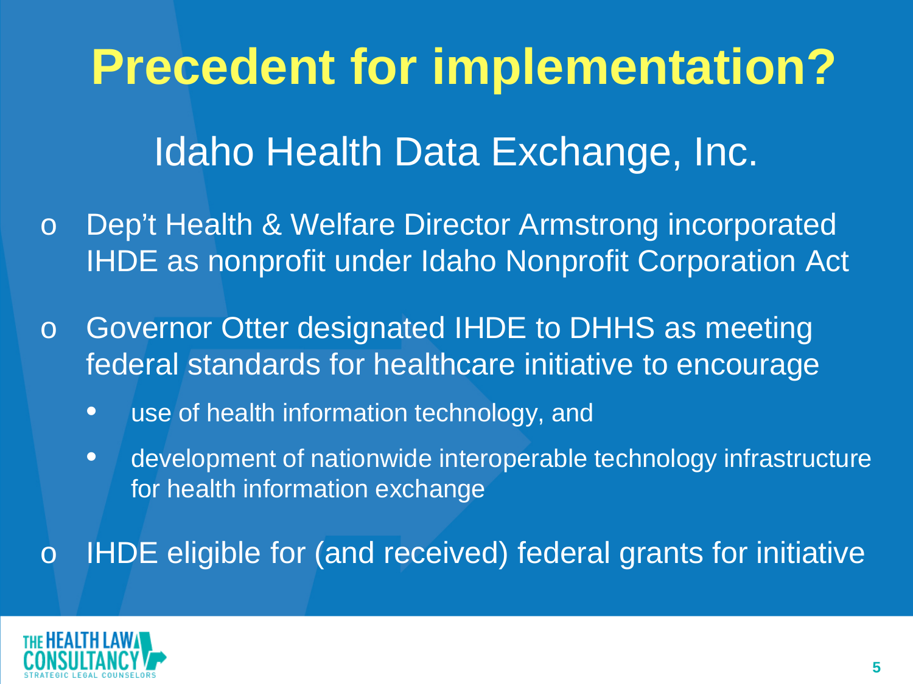# Precedent for implementation?

## Idaho Health Data Exchange, Inc.

- Dep't Health & Welfare Director Armstrong incorporated IHDE as nonprofit under Idaho Nonprofit Corporation Act
- Governor Otter designated IHDE to DHHS as meeting federal standards for healthcare initiative to encourage
  - use of health information technology, and
  - development of nationwide interoperable technology infrastructure for health information exchange
- IHDE eligible for (and received) federal grants for initiative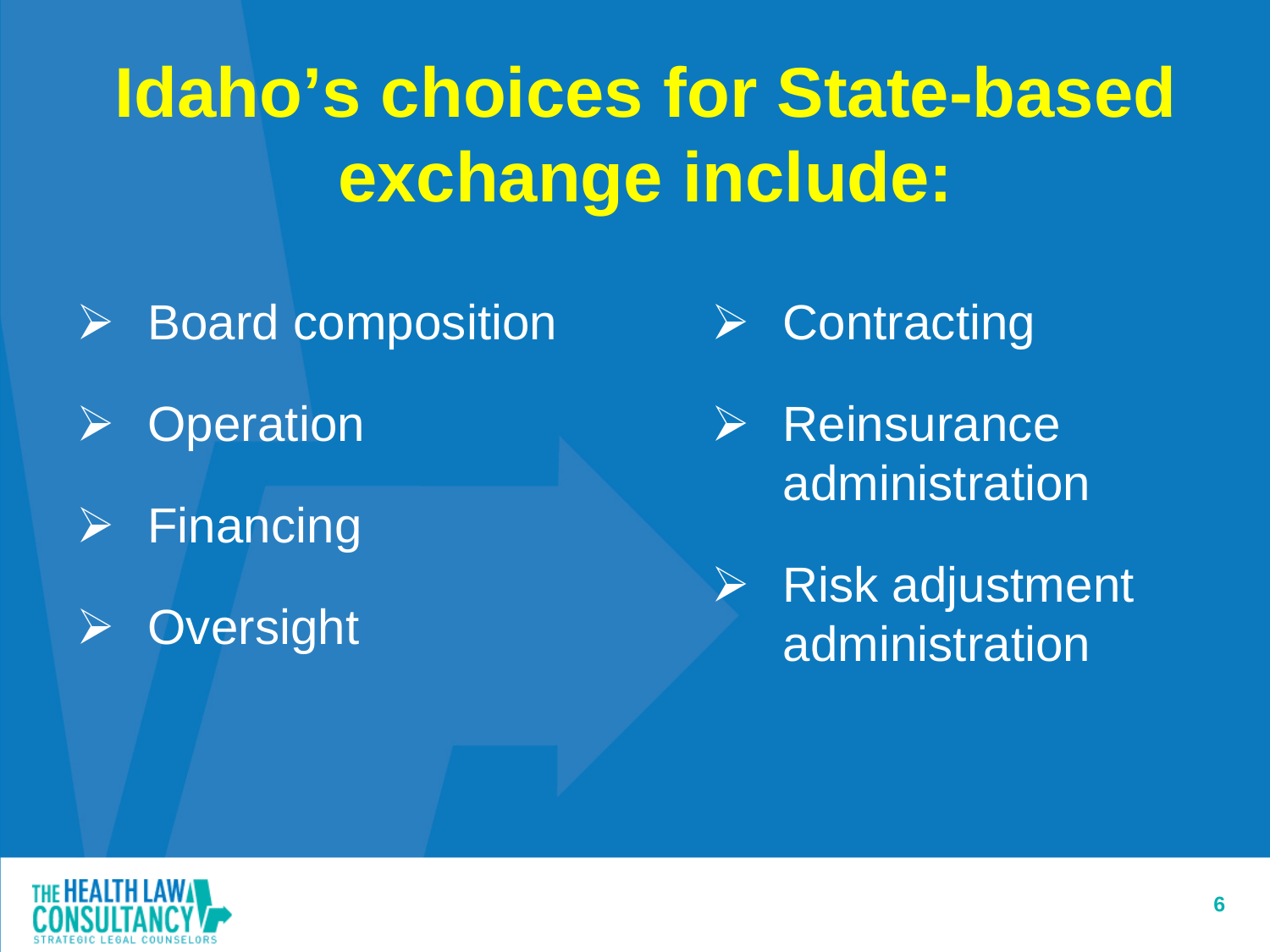# Idaho's choices for State-based exchange include:

- Board composition
- Operation
- Financing
- Oversight
- Contracting
- Reinsurance administration
- Risk adjustment administration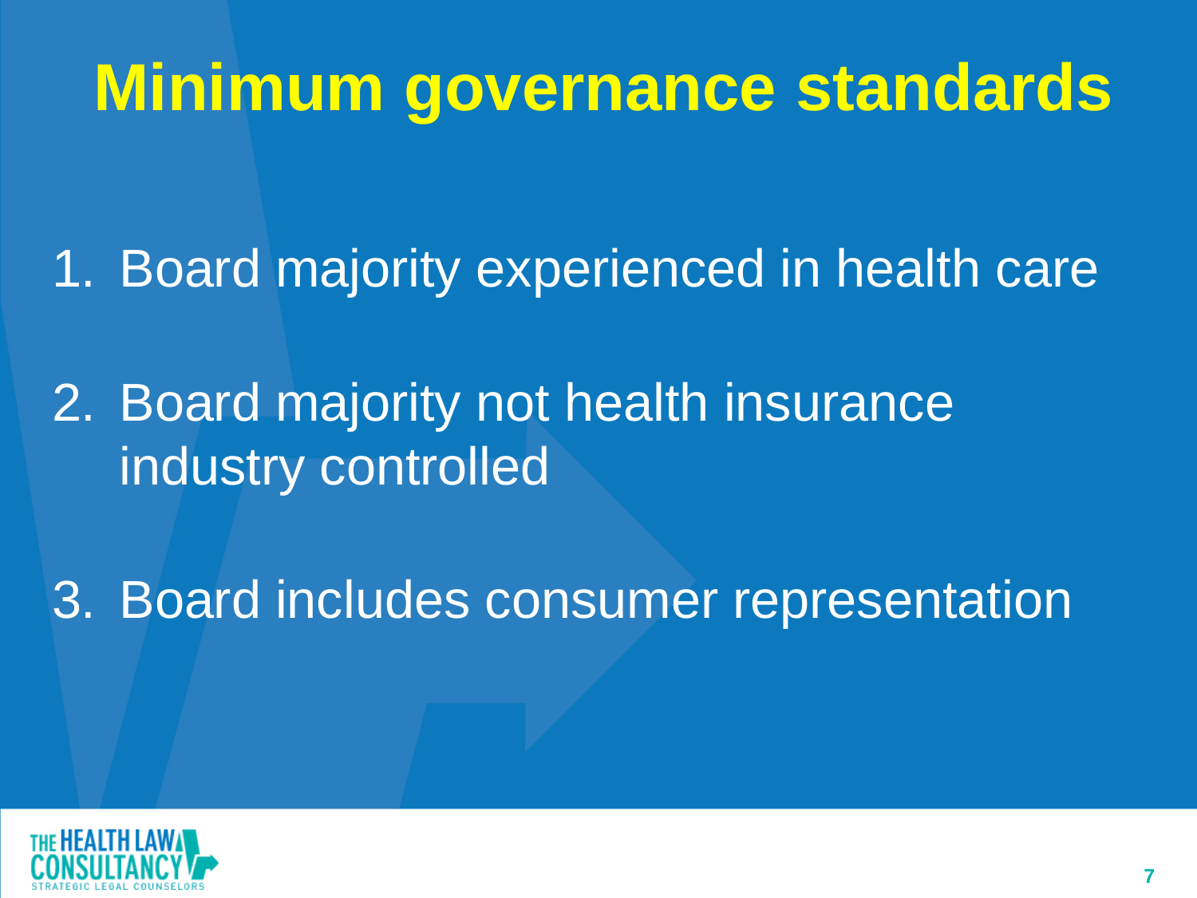# Minimum governance standards

1. Board majority experienced in health care
2. Board majority not health insurance industry controlled
3. Board includes consumer representation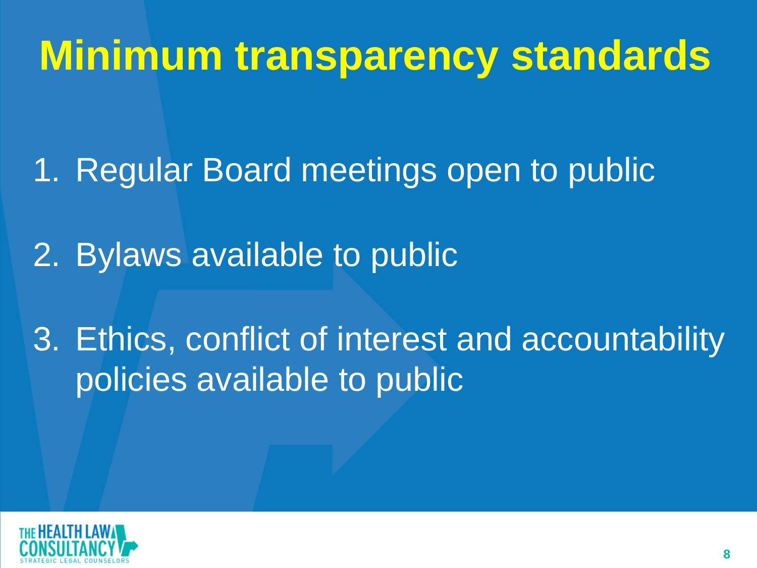# Minimum transparency standards

1. Regular Board meetings open to public
2. Bylaws available to public
3. Ethics, conflict of interest and accountability policies available to public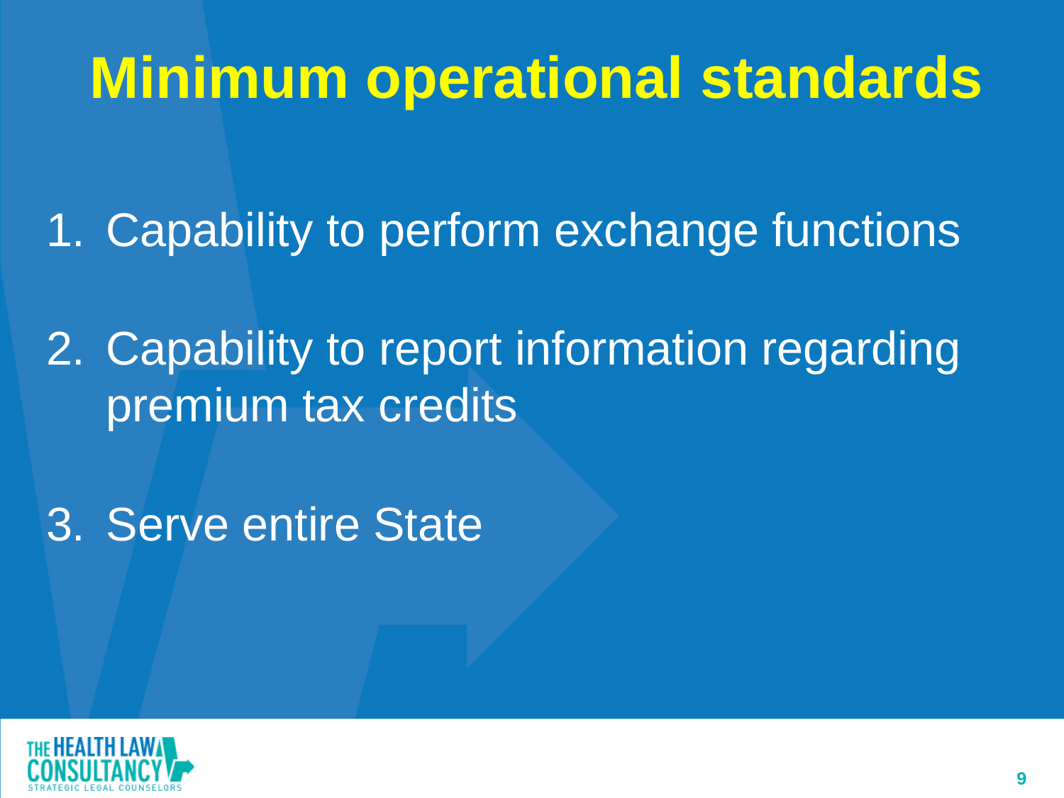# Minimum operational standards

1. Capability to perform exchange functions

2. Capability to report information regarding premium tax credits

3. Serve entire State